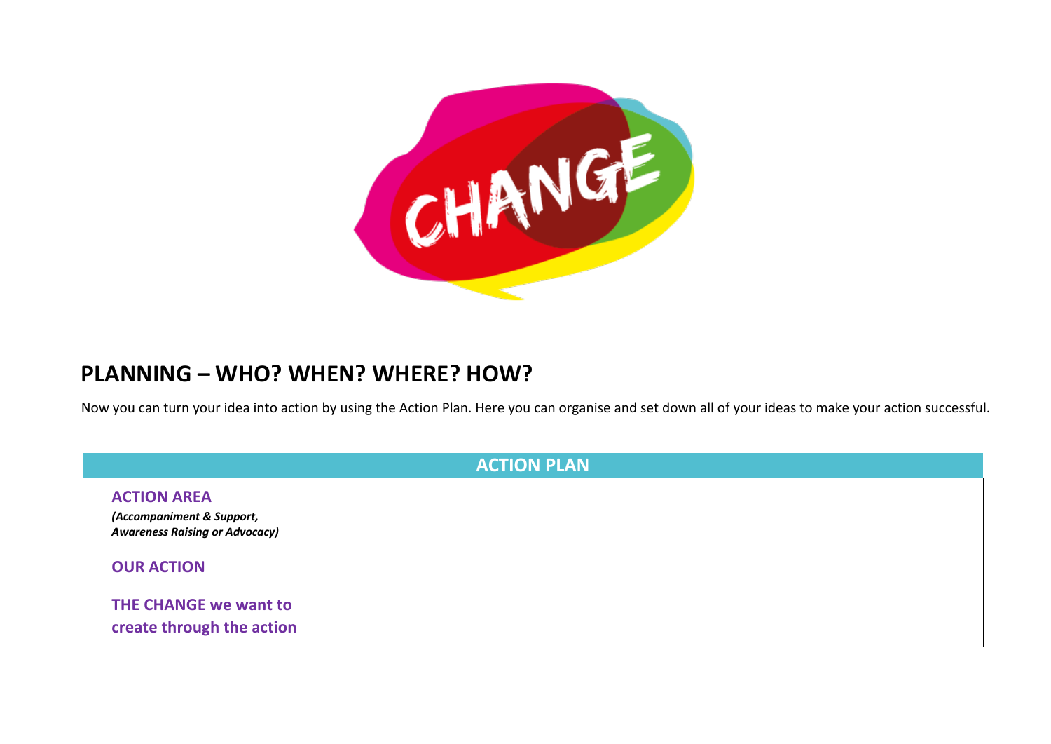## PLANNING – WHO? WHEN? WHERE? HOW?

Now you can turn your idea into action by using the Action Plan. Here you can organise and set down all of your ideas to make your action successful.

| ACTION PLAN | |
|---|---|
| **ACTION AREA** ***(Accompaniment & Support, Awareness Raising or Advocacy)*** | |
| **OUR ACTION** | |
| **THE CHANGE we want to create through the action** | |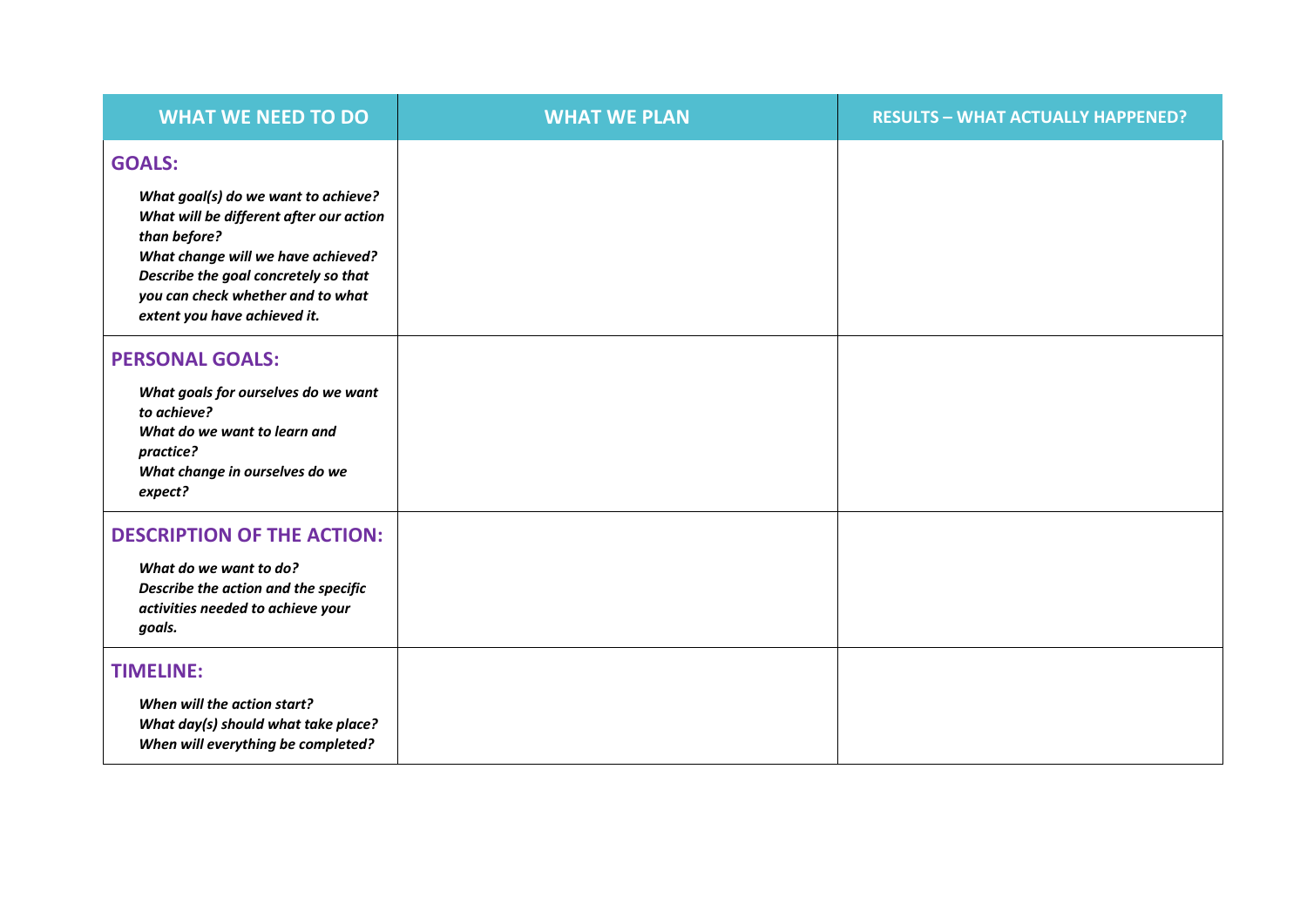| WHAT WE NEED TO DO | WHAT WE PLAN | RESULTS – WHAT ACTUALLY HAPPENED? |
| --- | --- | --- |
| **GOALS:**<br>***What goal(s) do we want to achieve?***<br>***What will be different after our action than before?***<br>***What change will we have achieved?***<br>***Describe the goal concretely so that you can check whether and to what extent you have achieved it.*** | | |
| **PERSONAL GOALS:**<br>***What goals for ourselves do we want to achieve?***<br>***What do we want to learn and practice?***<br>***What change in ourselves do we expect?*** | | |
| **DESCRIPTION OF THE ACTION:**<br>***What do we want to do?***<br>***Describe the action and the specific activities needed to achieve your goals.*** | | |
| **TIMELINE:**<br>***When will the action start?***<br>***What day(s) should what take place?***<br>***When will everything be completed?*** | | |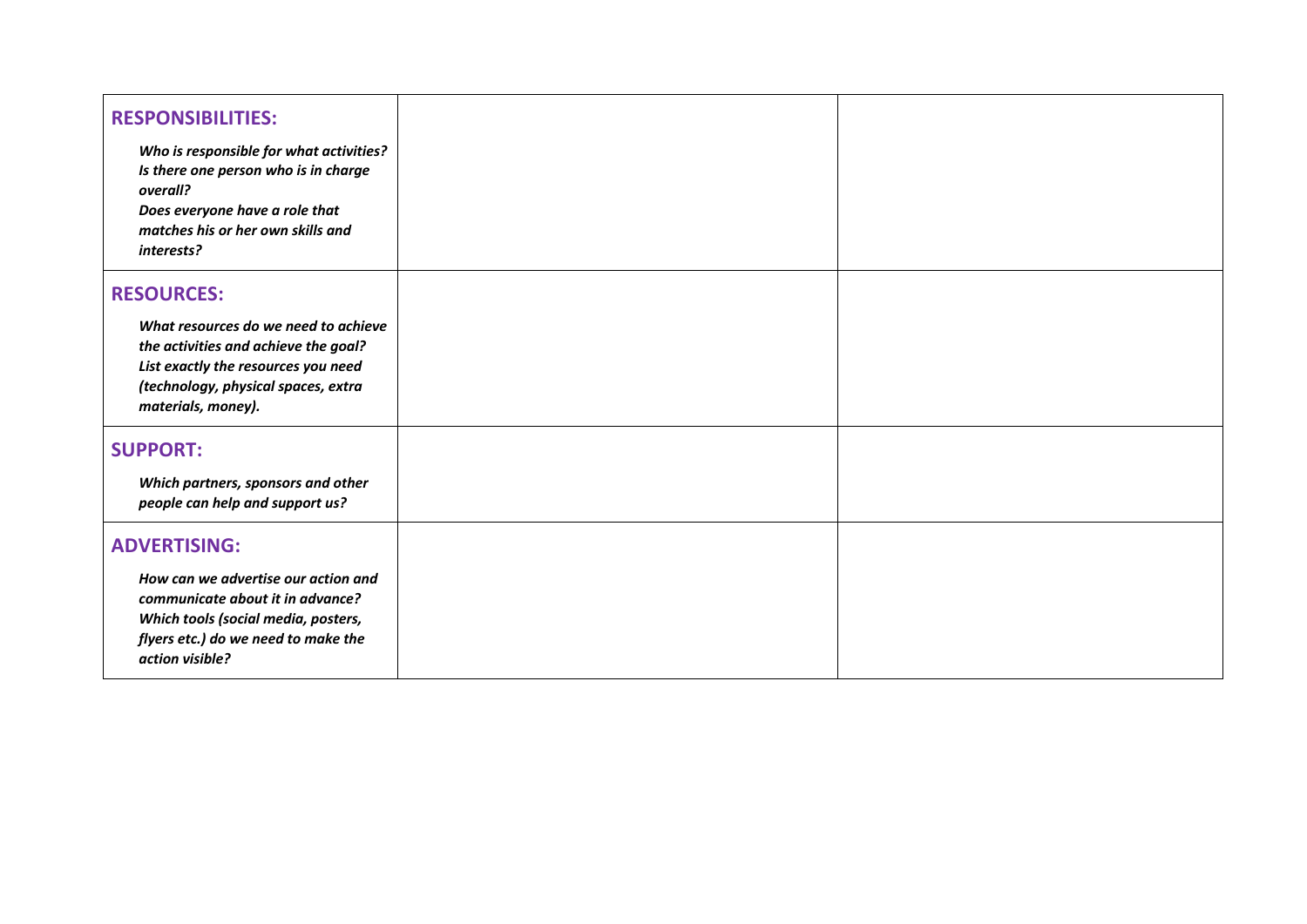| | | |
|---|---|---|
| **RESPONSIBILITIES:**<br><br>***Who is responsible for what activities?***<br>***Is there one person who is in charge overall?***<br>***Does everyone have a role that matches his or her own skills and interests?*** | | |
| **RESOURCES:**<br><br>***What resources do we need to achieve the activities and achieve the goal?***<br>***List exactly the resources you need (technology, physical spaces, extra materials, money).*** | | |
| **SUPPORT:**<br><br>***Which partners, sponsors and other people can help and support us?*** | | |
| **ADVERTISING:**<br><br>***How can we advertise our action and communicate about it in advance?***<br>***Which tools (social media, posters, flyers etc.) do we need to make the action visible?*** | | |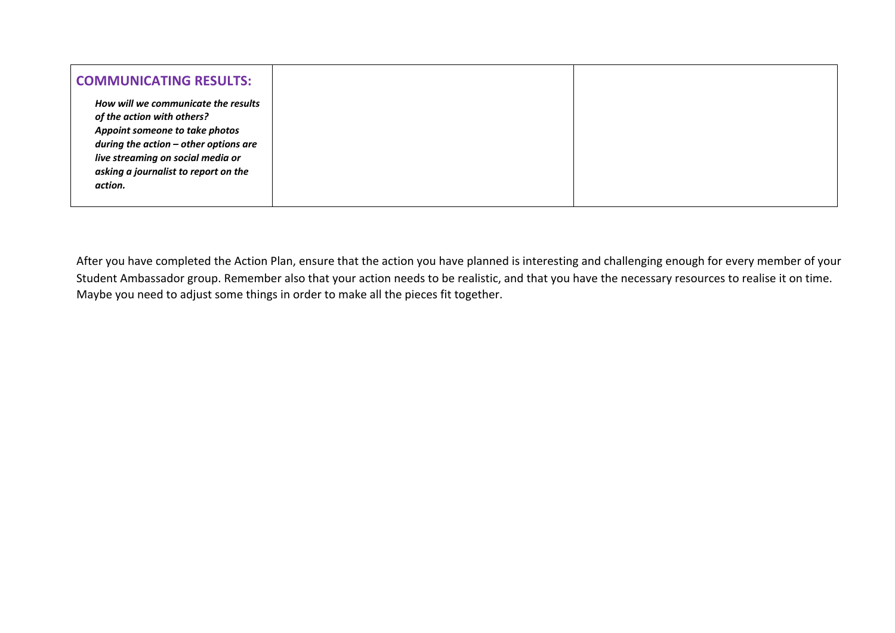| | | |
|---|---|---|
| **COMMUNICATING RESULTS:** *How will we communicate the results of the action with others? Appoint someone to take photos during the action – other options are live streaming on social media or asking a journalist to report on the action.* | | |

After you have completed the Action Plan, ensure that the action you have planned is interesting and challenging enough for every member of your Student Ambassador group. Remember also that your action needs to be realistic, and that you have the necessary resources to realise it on time. Maybe you need to adjust some things in order to make all the pieces fit together.